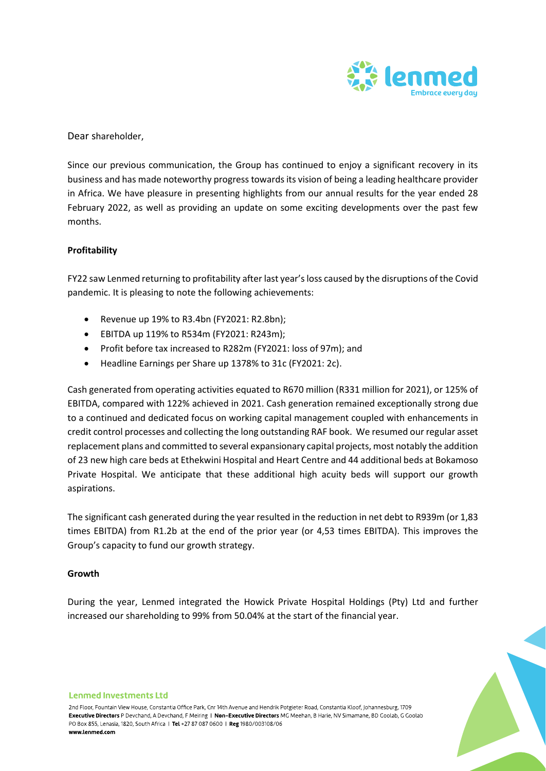Dear shareholder,

Since our previous communication, the Group has continued to enjoy a significant recovery in its business and has made noteworthy progress towards its vision of being a leading healthcare provider in Africa. We have pleasure in presenting highlights from our annual results for the year ended 28 February 2022, as well as providing an update on some exciting developments over the past few months.

**Profitability**

FY22 saw Lenmed returning to profitability after last year's loss caused by the disruptions of the Covid pandemic. It is pleasing to note the following achievements:

- Revenue up 19% to R3.4bn (FY2021: R2.8bn);
- EBITDA up 119% to R534m (FY2021: R243m);
- Profit before tax increased to R282m (FY2021: loss of 97m); and
- Headline Earnings per Share up 1378% to 31c (FY2021: 2c).

Cash generated from operating activities equated to R670 million (R331 million for 2021), or 125% of EBITDA, compared with 122% achieved in 2021. Cash generation remained exceptionally strong due to a continued and dedicated focus on working capital management coupled with enhancements in credit control processes and collecting the long outstanding RAF book. We resumed our regular asset replacement plans and committed to several expansionary capital projects, most notably the addition of 23 new high care beds at Ethekwini Hospital and Heart Centre and 44 additional beds at Bokamoso Private Hospital. We anticipate that these additional high acuity beds will support our growth aspirations.

The significant cash generated during the year resulted in the reduction in net debt to R939m (or 1,83 times EBITDA) from R1.2b at the end of the prior year (or 4,53 times EBITDA). This improves the Group's capacity to fund our growth strategy.

**Growth**

During the year, Lenmed integrated the Howick Private Hospital Holdings (Pty) Ltd and further increased our shareholding to 99% from 50.04% at the start of the financial year.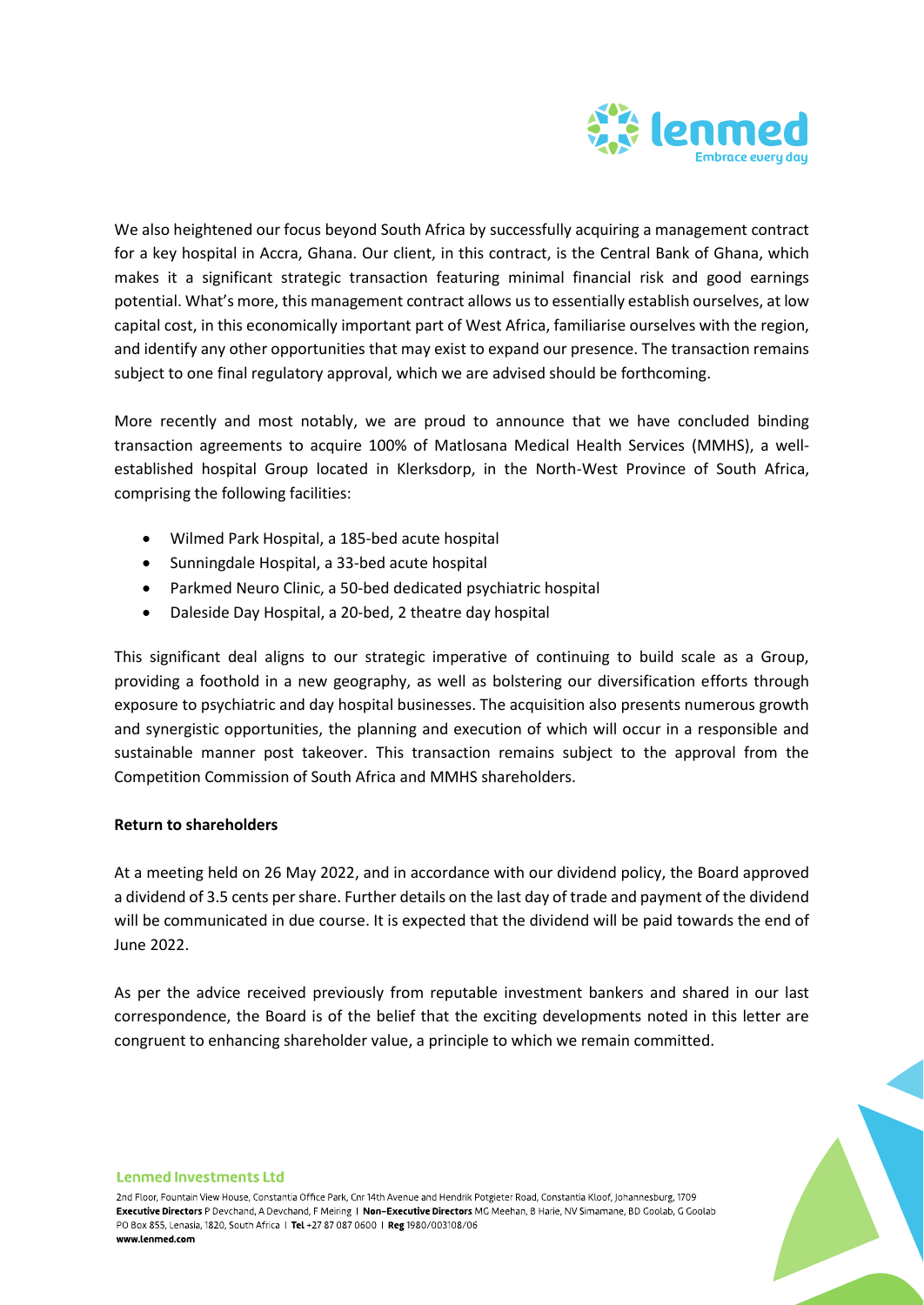We also heightened our focus beyond South Africa by successfully acquiring a management contract for a key hospital in Accra, Ghana. Our client, in this contract, is the Central Bank of Ghana, which makes it a significant strategic transaction featuring minimal financial risk and good earnings potential. What's more, this management contract allows us to essentially establish ourselves, at low capital cost, in this economically important part of West Africa, familiarise ourselves with the region, and identify any other opportunities that may exist to expand our presence. The transaction remains subject to one final regulatory approval, which we are advised should be forthcoming.

More recently and most notably, we are proud to announce that we have concluded binding transaction agreements to acquire 100% of Matlosana Medical Health Services (MMHS), a well-established hospital Group located in Klerksdorp, in the North-West Province of South Africa, comprising the following facilities:

- Wilmed Park Hospital, a 185-bed acute hospital
- Sunningdale Hospital, a 33-bed acute hospital
- Parkmed Neuro Clinic, a 50-bed dedicated psychiatric hospital
- Daleside Day Hospital, a 20-bed, 2 theatre day hospital

This significant deal aligns to our strategic imperative of continuing to build scale as a Group, providing a foothold in a new geography, as well as bolstering our diversification efforts through exposure to psychiatric and day hospital businesses. The acquisition also presents numerous growth and synergistic opportunities, the planning and execution of which will occur in a responsible and sustainable manner post takeover. This transaction remains subject to the approval from the Competition Commission of South Africa and MMHS shareholders.

**Return to shareholders**

At a meeting held on 26 May 2022, and in accordance with our dividend policy, the Board approved a dividend of 3.5 cents per share. Further details on the last day of trade and payment of the dividend will be communicated in due course. It is expected that the dividend will be paid towards the end of June 2022.

As per the advice received previously from reputable investment bankers and shared in our last correspondence, the Board is of the belief that the exciting developments noted in this letter are congruent to enhancing shareholder value, a principle to which we remain committed.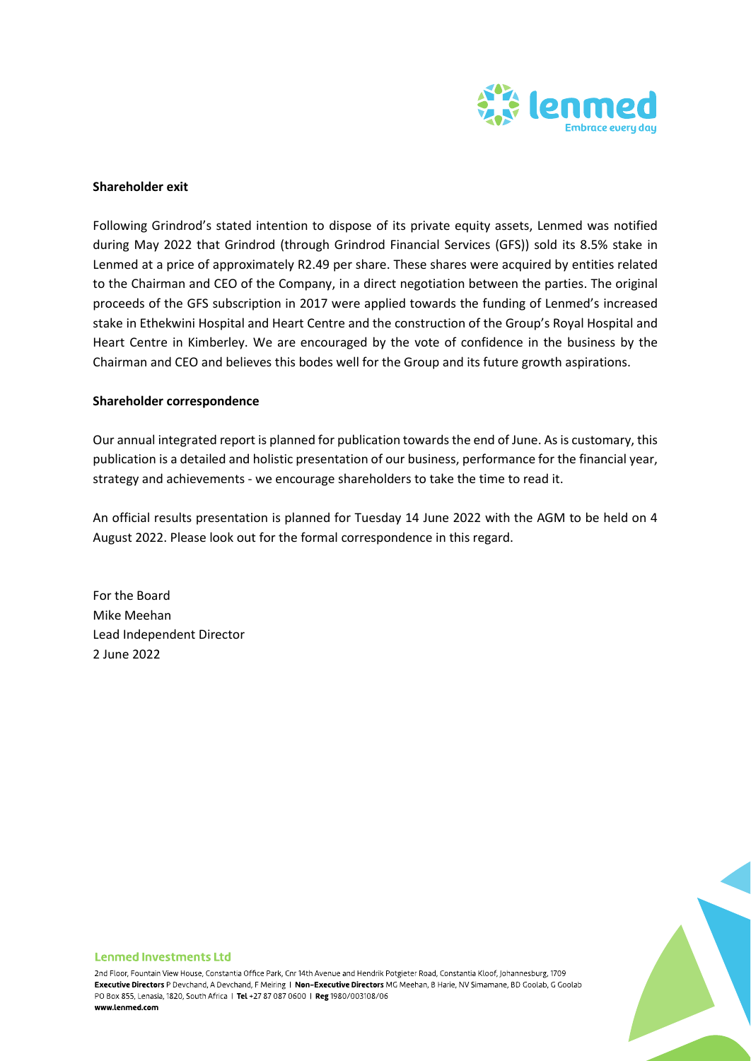**Shareholder exit**

Following Grindrod's stated intention to dispose of its private equity assets, Lenmed was notified during May 2022 that Grindrod (through Grindrod Financial Services (GFS)) sold its 8.5% stake in Lenmed at a price of approximately R2.49 per share. These shares were acquired by entities related to the Chairman and CEO of the Company, in a direct negotiation between the parties. The original proceeds of the GFS subscription in 2017 were applied towards the funding of Lenmed's increased stake in Ethekwini Hospital and Heart Centre and the construction of the Group's Royal Hospital and Heart Centre in Kimberley. We are encouraged by the vote of confidence in the business by the Chairman and CEO and believes this bodes well for the Group and its future growth aspirations.

**Shareholder correspondence**

Our annual integrated report is planned for publication towards the end of June. As is customary, this publication is a detailed and holistic presentation of our business, performance for the financial year, strategy and achievements - we encourage shareholders to take the time to read it.

An official results presentation is planned for Tuesday 14 June 2022 with the AGM to be held on 4 August 2022. Please look out for the formal correspondence in this regard.

For the Board
Mike Meehan
Lead Independent Director
2 June 2022

**Lenmed Investments Ltd**

2nd Floor, Fountain View House, Constantia Office Park, Cnr 14th Avenue and Hendrik Potgieter Road, Constantia Kloof, Johannesburg, 1709
**Executive Directors** P Devchand, A Devchand, F Meiring | **Non-Executive Directors** MG Meehan, B Harie, NV Simamane, BD Goolab, G Goolab
PO Box 855, Lenasia, 1820, South Africa | **Tel** +27 87 087 0600 | **Reg** 1980/003108/06
**www.lenmed.com**